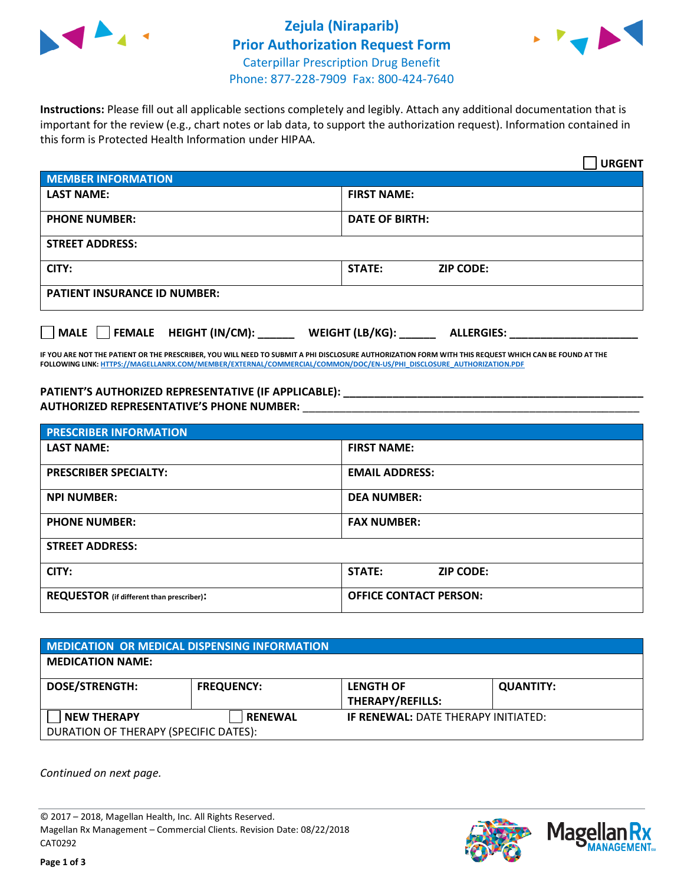# Zejula (Niraparib)
## Prior Authorization Request Form
Caterpillar Prescription Drug Benefit
Phone: 877-228-7909 Fax: 800-424-7640

**Instructions:** Please fill out all applicable sections completely and legibly. Attach any additional documentation that is important for the review (e.g., chart notes or lab data, to support the authorization request). Information contained in this form is Protected Health Information under HIPAA.

☐ **URGENT**

| **MEMBER INFORMATION** | |
|---|---|
| **LAST NAME:** | **FIRST NAME:** |
| **PHONE NUMBER:** | **DATE OF BIRTH:** |
| **STREET ADDRESS:** | |
| **CITY:** | **STATE:** **ZIP CODE:** |
| **PATIENT INSURANCE ID NUMBER:** | |

☐ **MALE** ☐ **FEMALE** **HEIGHT (IN/CM):** ______ **WEIGHT (LB/KG):** ______ **ALLERGIES:** ____________________

**IF YOU ARE NOT THE PATIENT OR THE PRESCRIBER, YOU WILL NEED TO SUBMIT A PHI DISCLOSURE AUTHORIZATION FORM WITH THIS REQUEST WHICH CAN BE FOUND AT THE FOLLOWING LINK: HTTPS://MAGELLANRX.COM/MEMBER/EXTERNAL/COMMERCIAL/COMMON/DOC/EN-US/PHI_DISCLOSURE_AUTHORIZATION.PDF**

**PATIENT'S AUTHORIZED REPRESENTATIVE (IF APPLICABLE):** ____________________
**AUTHORIZED REPRESENTATIVE'S PHONE NUMBER:** ____________________

| **PRESCRIBER INFORMATION** | |
|---|---|
| **LAST NAME:** | **FIRST NAME:** |
| **PRESCRIBER SPECIALTY:** | **EMAIL ADDRESS:** |
| **NPI NUMBER:** | **DEA NUMBER:** |
| **PHONE NUMBER:** | **FAX NUMBER:** |
| **STREET ADDRESS:** | |
| **CITY:** | **STATE:** **ZIP CODE:** |
| **REQUESTOR** (if different than prescriber)**:** | **OFFICE CONTACT PERSON:** |

| **MEDICATION OR MEDICAL DISPENSING INFORMATION** | | | |
|---|---|---|---|
| **MEDICATION NAME:** | | | |
| **DOSE/STRENGTH:** | **FREQUENCY:** | **LENGTH OF THERAPY/REFILLS:** | **QUANTITY:** |
| ☐ **NEW THERAPY** | ☐ **RENEWAL** | **IF RENEWAL:** DATE THERAPY INITIATED: | |
| DURATION OF THERAPY (SPECIFIC DATES): | | | |

*Continued on next page.*

© 2017 – 2018, Magellan Health, Inc. All Rights Reserved.
Magellan Rx Management – Commercial Clients. Revision Date: 08/22/2018
CAT0292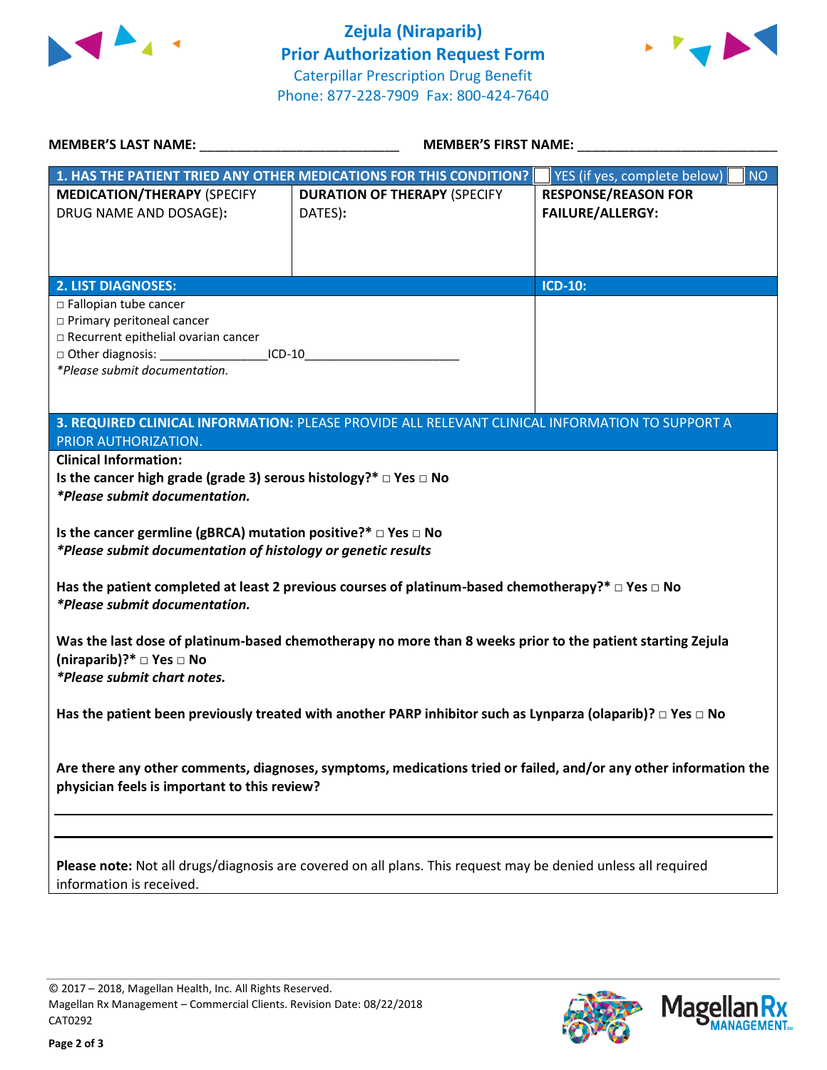# Zejula (Niraparib)
## Prior Authorization Request Form
Caterpillar Prescription Drug Benefit
Phone: 877-228-7909 Fax: 800-424-7640

**MEMBER'S LAST NAME:** ___________________________ **MEMBER'S FIRST NAME:** ___________________________

| **1. HAS THE PATIENT TRIED ANY OTHER MEDICATIONS FOR THIS CONDITION?** | | ☐ YES (if yes, complete below) ☐ NO |
|---|---|---|
| **MEDICATION/THERAPY** (SPECIFY DRUG NAME AND DOSAGE): | **DURATION OF THERAPY** (SPECIFY DATES): | **RESPONSE/REASON FOR FAILURE/ALLERGY:** |
| | | |

| **2. LIST DIAGNOSES:** | **ICD-10:** |
|---|---|
| □ Fallopian tube cancer<br>□ Primary peritoneal cancer<br>□ Recurrent epithelial ovarian cancer<br>□ Other diagnosis: ________________ICD-10_______________________<br>*\*Please submit documentation.* | |

**3. REQUIRED CLINICAL INFORMATION:** PLEASE PROVIDE ALL RELEVANT CLINICAL INFORMATION TO SUPPORT A PRIOR AUTHORIZATION.

**Clinical Information:**

**Is the cancer high grade (grade 3) serous histology?\* □ Yes □ No**
***\*Please submit documentation.***

**Is the cancer germline (gBRCA) mutation positive?\* □ Yes □ No**
***\*Please submit documentation of histology or genetic results***

**Has the patient completed at least 2 previous courses of platinum-based chemotherapy?\* □ Yes □ No**
***\*Please submit documentation.***

**Was the last dose of platinum-based chemotherapy no more than 8 weeks prior to the patient starting Zejula (niraparib)?\* □ Yes □ No**
***\*Please submit chart notes.***

**Has the patient been previously treated with another PARP inhibitor such as Lynparza (olaparib)? □ Yes □ No**

**Are there any other comments, diagnoses, symptoms, medications tried or failed, and/or any other information the physician feels is important to this review?**

___________________________________________________________________________

___________________________________________________________________________

**Please note:** Not all drugs/diagnosis are covered on all plans. This request may be denied unless all required information is received.

© 2017 – 2018, Magellan Health, Inc. All Rights Reserved.
Magellan Rx Management – Commercial Clients. Revision Date: 08/22/2018
CAT0292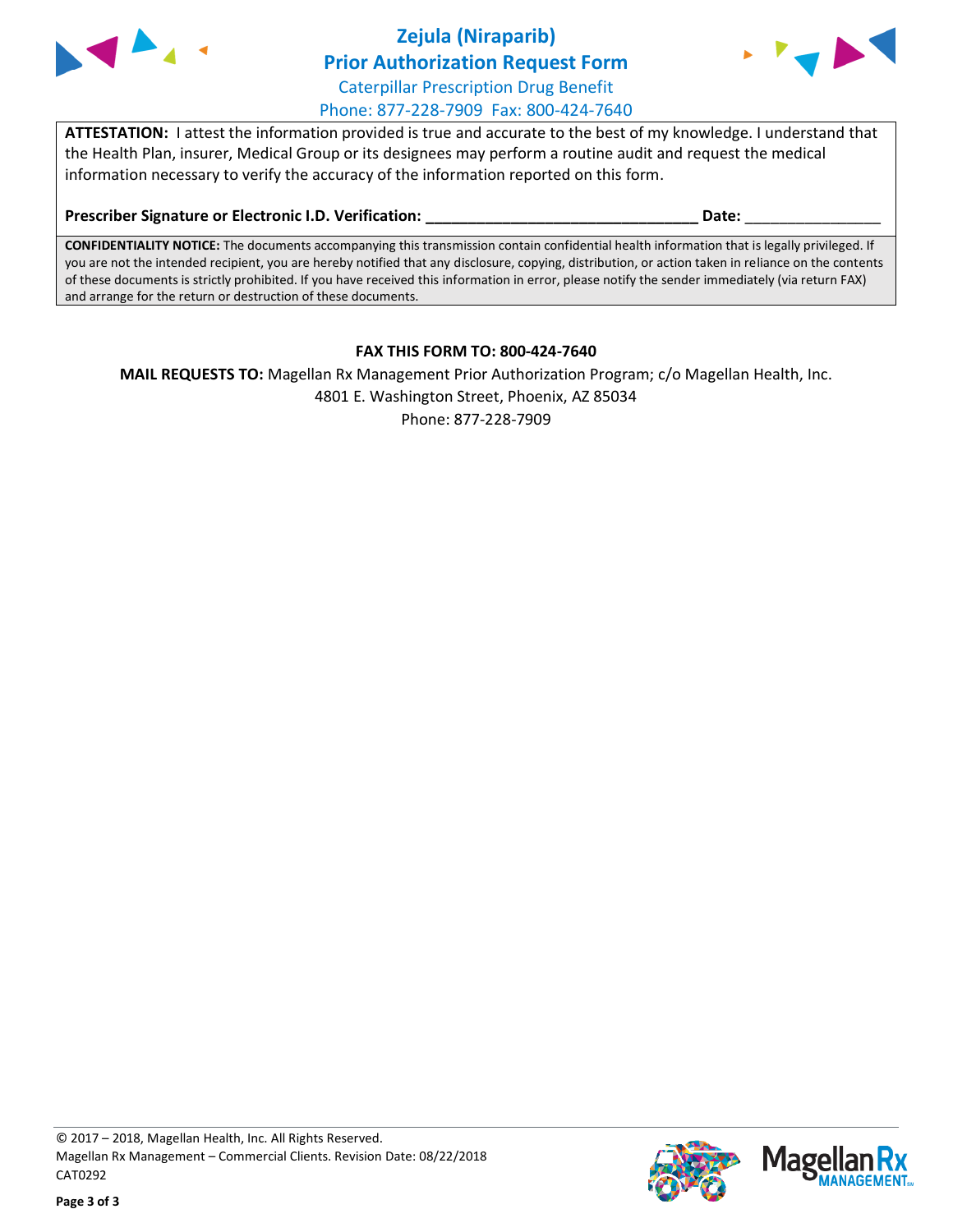**ATTESTATION:** I attest the information provided is true and accurate to the best of my knowledge. I understand that the Health Plan, insurer, Medical Group or its designees may perform a routine audit and request the medical information necessary to verify the accuracy of the information reported on this form.

**Prescriber Signature or Electronic I.D. Verification: ______________________________ Date:** _______________

**CONFIDENTIALITY NOTICE:** The documents accompanying this transmission contain confidential health information that is legally privileged. If you are not the intended recipient, you are hereby notified that any disclosure, copying, distribution, or action taken in reliance on the contents of these documents is strictly prohibited. If you have received this information in error, please notify the sender immediately (via return FAX) and arrange for the return or destruction of these documents.

**FAX THIS FORM TO: 800-424-7640**

**MAIL REQUESTS TO:** Magellan Rx Management Prior Authorization Program; c/o Magellan Health, Inc.
4801 E. Washington Street, Phoenix, AZ 85034
Phone: 877-228-7909

© 2017 – 2018, Magellan Health, Inc. All Rights Reserved.
Magellan Rx Management – Commercial Clients. Revision Date: 08/22/2018
CAT0292